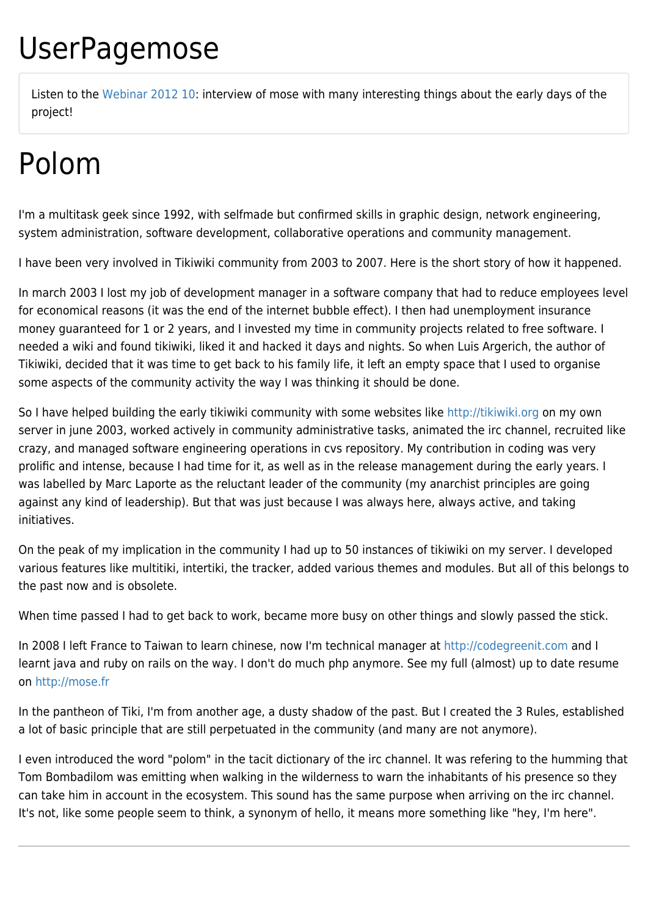# UserPagemose

Listen to the Webinar 2012 10: interview of mose with many interesting things about the early days of the project!

# Polom

I'm a multitask geek since 1992, with selfmade but confirmed skills in graphic design, network engineering, system administration, software development, collaborative operations and community management.

I have been very involved in Tikiwiki community from 2003 to 2007. Here is the short story of how it happened.

In march 2003 I lost my job of development manager in a software company that had to reduce employees level for economical reasons (it was the end of the internet bubble effect). I then had unemployment insurance money guaranteed for 1 or 2 years, and I invested my time in community projects related to free software. I needed a wiki and found tikiwiki, liked it and hacked it days and nights. So when Luis Argerich, the author of Tikiwiki, decided that it was time to get back to his family life, it left an empty space that I used to organise some aspects of the community activity the way I was thinking it should be done.

So I have helped building the early tikiwiki community with some websites like http://tikiwiki.org on my own server in june 2003, worked actively in community administrative tasks, animated the irc channel, recruited like crazy, and managed software engineering operations in cvs repository. My contribution in coding was very prolific and intense, because I had time for it, as well as in the release management during the early years. I was labelled by Marc Laporte as the reluctant leader of the community (my anarchist principles are going against any kind of leadership). But that was just because I was always here, always active, and taking initiatives.

On the peak of my implication in the community I had up to 50 instances of tikiwiki on my server. I developed various features like multitiki, intertiki, the tracker, added various themes and modules. But all of this belongs to the past now and is obsolete.

When time passed I had to get back to work, became more busy on other things and slowly passed the stick.

In 2008 I left France to Taiwan to learn chinese, now I'm technical manager at http://codegreenit.com and I learnt java and ruby on rails on the way. I don't do much php anymore. See my full (almost) up to date resume on http://mose.fr

In the pantheon of Tiki, I'm from another age, a dusty shadow of the past. But I created the 3 Rules, established a lot of basic principle that are still perpetuated in the community (and many are not anymore).

I even introduced the word "polom" in the tacit dictionary of the irc channel. It was refering to the humming that Tom Bombadilom was emitting when walking in the wilderness to warn the inhabitants of his presence so they can take him in account in the ecosystem. This sound has the same purpose when arriving on the irc channel. It's not, like some people seem to think, a synonym of hello, it means more something like "hey, I'm here".

---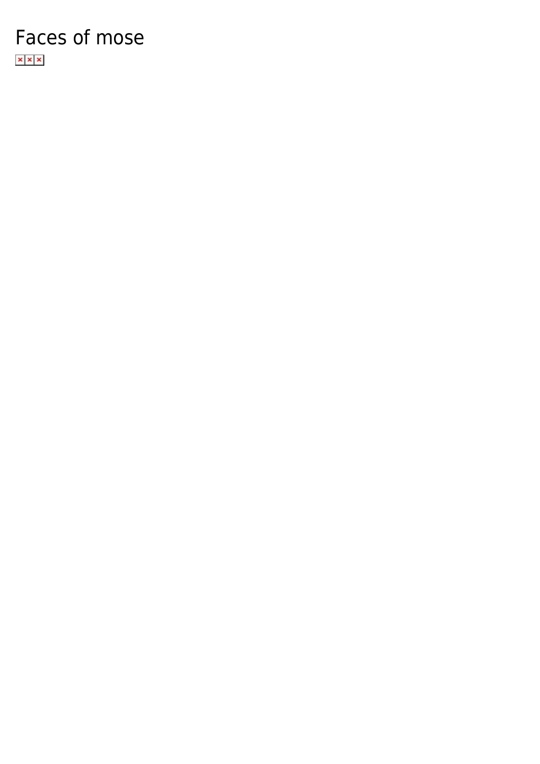# Faces of mose